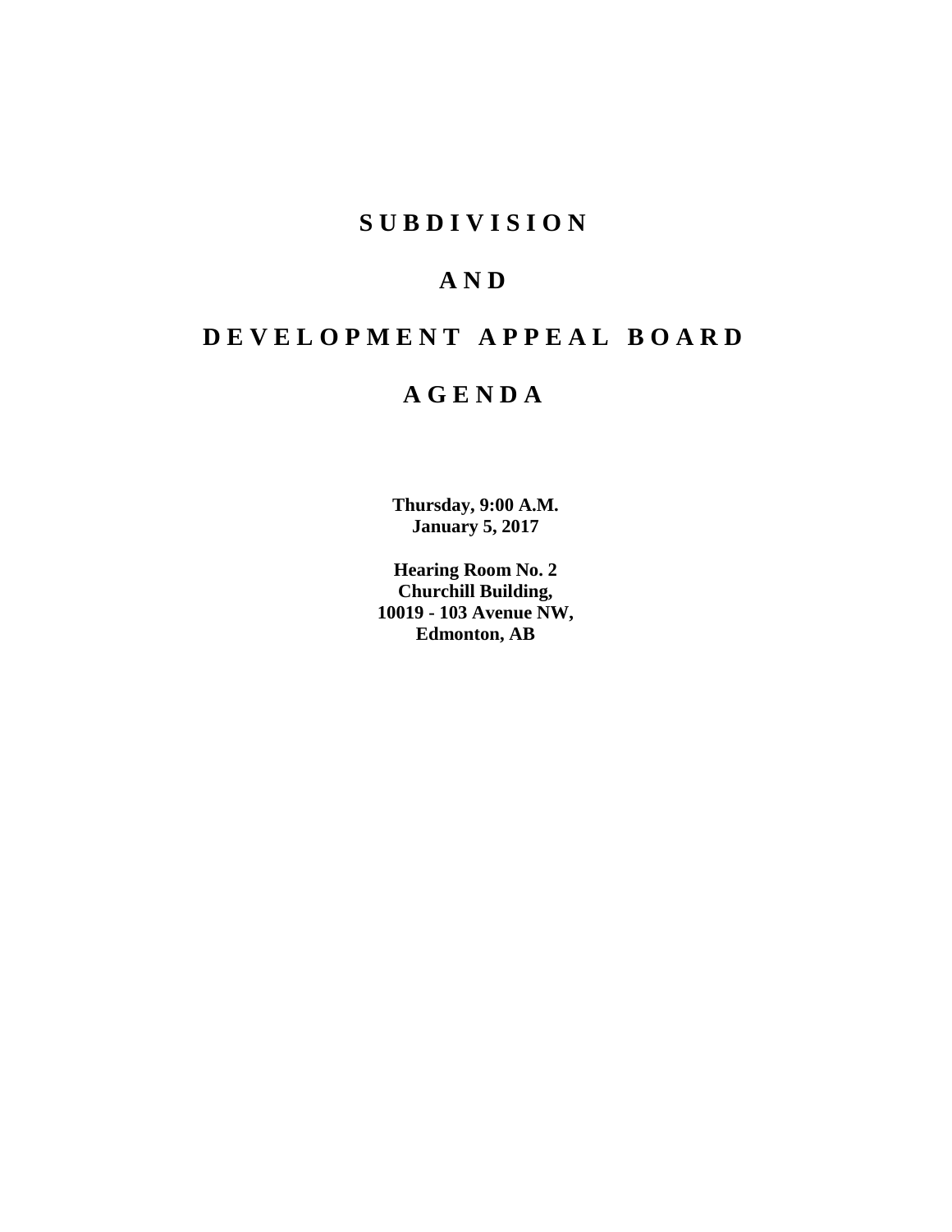# S U B D I V I S I O N

# A N D

# D E V E L O P M E N T   A P P E A L   B O A R D

# A G E N D A

**Thursday, 9:00 A.M.**
**January 5, 2017**

**Hearing Room No. 2**
**Churchill Building,**
**10019 - 103 Avenue NW,**
**Edmonton, AB**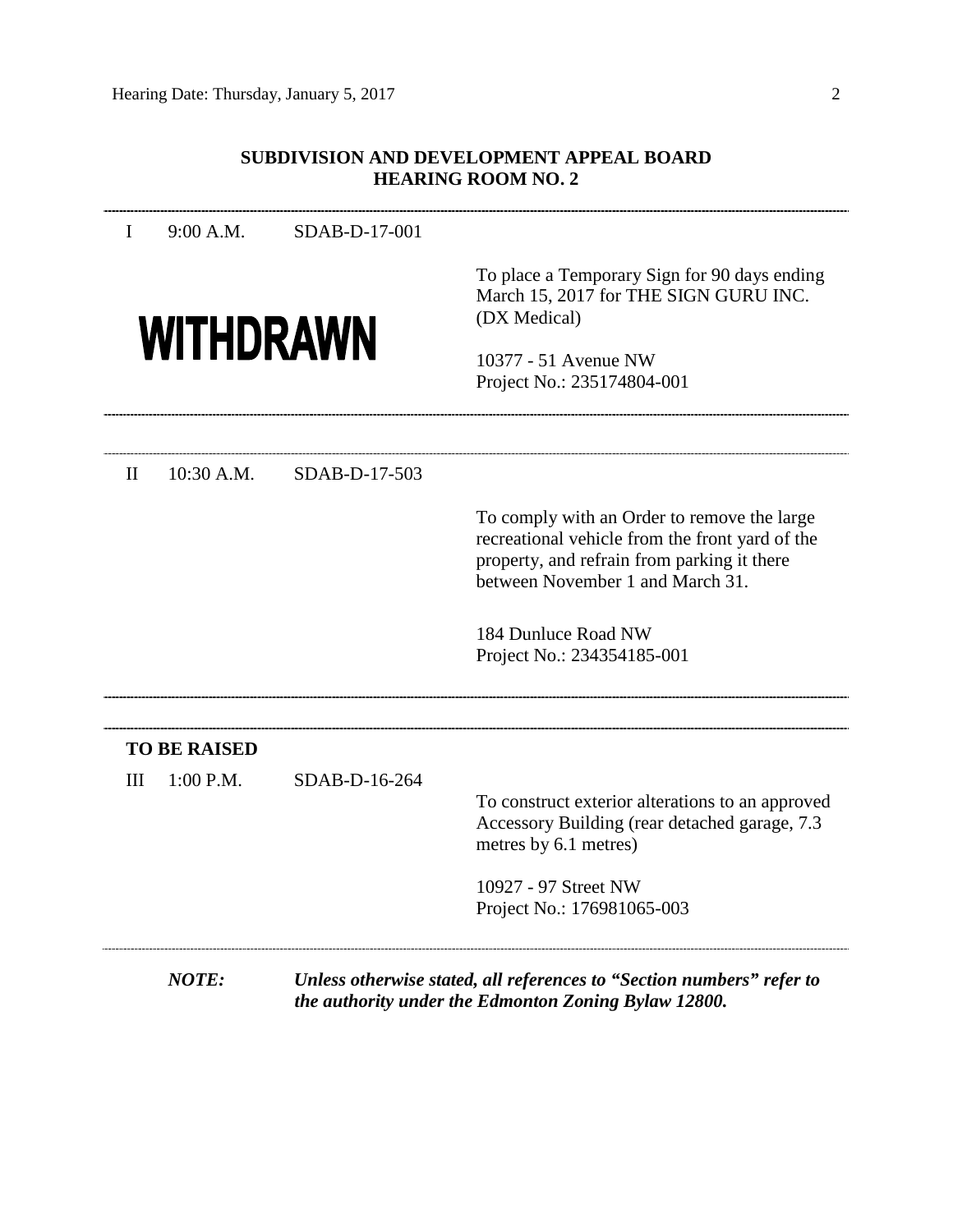## SUBDIVISION AND DEVELOPMENT APPEAL BOARD
## HEARING ROOM NO. 2

---

I 9:00 A.M. SDAB-D-17-001

**WITHDRAWN**

To place a Temporary Sign for 90 days ending March 15, 2017 for THE SIGN GURU INC. (DX Medical)

10377 - 51 Avenue NW
Project No.: 235174804-001

---

II 10:30 A.M. SDAB-D-17-503

To comply with an Order to remove the large recreational vehicle from the front yard of the property, and refrain from parking it there between November 1 and March 31.

184 Dunluce Road NW
Project No.: 234354185-001

---

**TO BE RAISED**

III 1:00 P.M. SDAB-D-16-264

To construct exterior alterations to an approved Accessory Building (rear detached garage, 7.3 metres by 6.1 metres)

10927 - 97 Street NW
Project No.: 176981065-003

---

***NOTE:*** ***Unless otherwise stated, all references to "Section numbers" refer to the authority under the Edmonton Zoning Bylaw 12800.***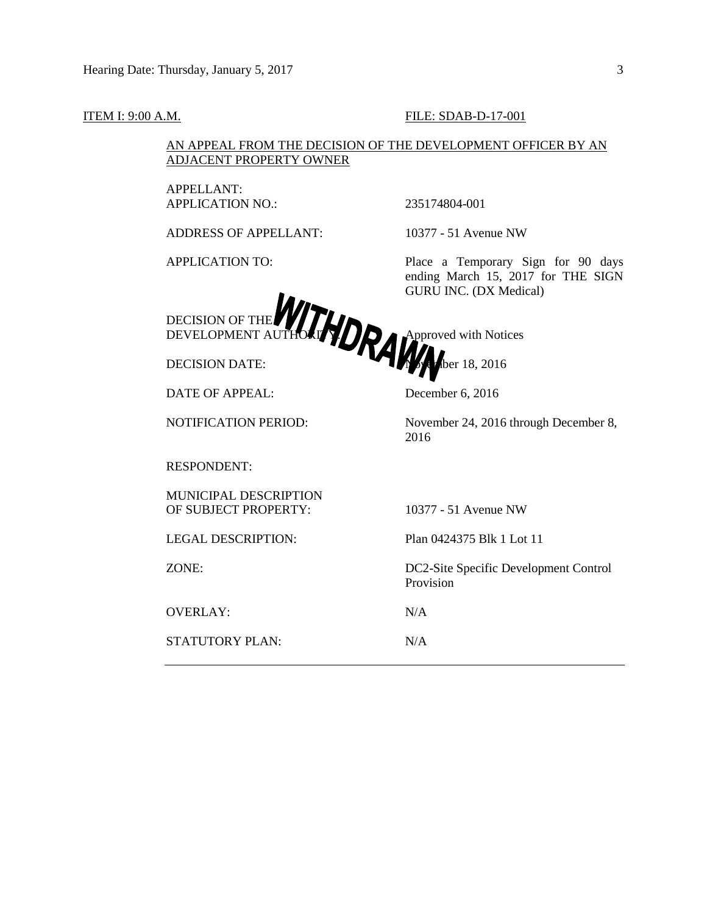ITEM I: 9:00 A.M. FILE: SDAB-D-17-001

AN APPEAL FROM THE DECISION OF THE DEVELOPMENT OFFICER BY AN ADJACENT PROPERTY OWNER

WITHDRAWN

| | |
|---|---|
| APPELLANT: | |
| APPLICATION NO.: | 235174804-001 |
| ADDRESS OF APPELLANT: | 10377 - 51 Avenue NW |
| APPLICATION TO: | Place a Temporary Sign for 90 days ending March 15, 2017 for THE SIGN GURU INC. (DX Medical) |
| DECISION OF THE DEVELOPMENT AUTHORITY: | Approved with Notices |
| DECISION DATE: | November 18, 2016 |
| DATE OF APPEAL: | December 6, 2016 |
| NOTIFICATION PERIOD: | November 24, 2016 through December 8, 2016 |
| RESPONDENT: | |
| MUNICIPAL DESCRIPTION OF SUBJECT PROPERTY: | 10377 - 51 Avenue NW |
| LEGAL DESCRIPTION: | Plan 0424375 Blk 1 Lot 11 |
| ZONE: | DC2-Site Specific Development Control Provision |
| OVERLAY: | N/A |
| STATUTORY PLAN: | N/A |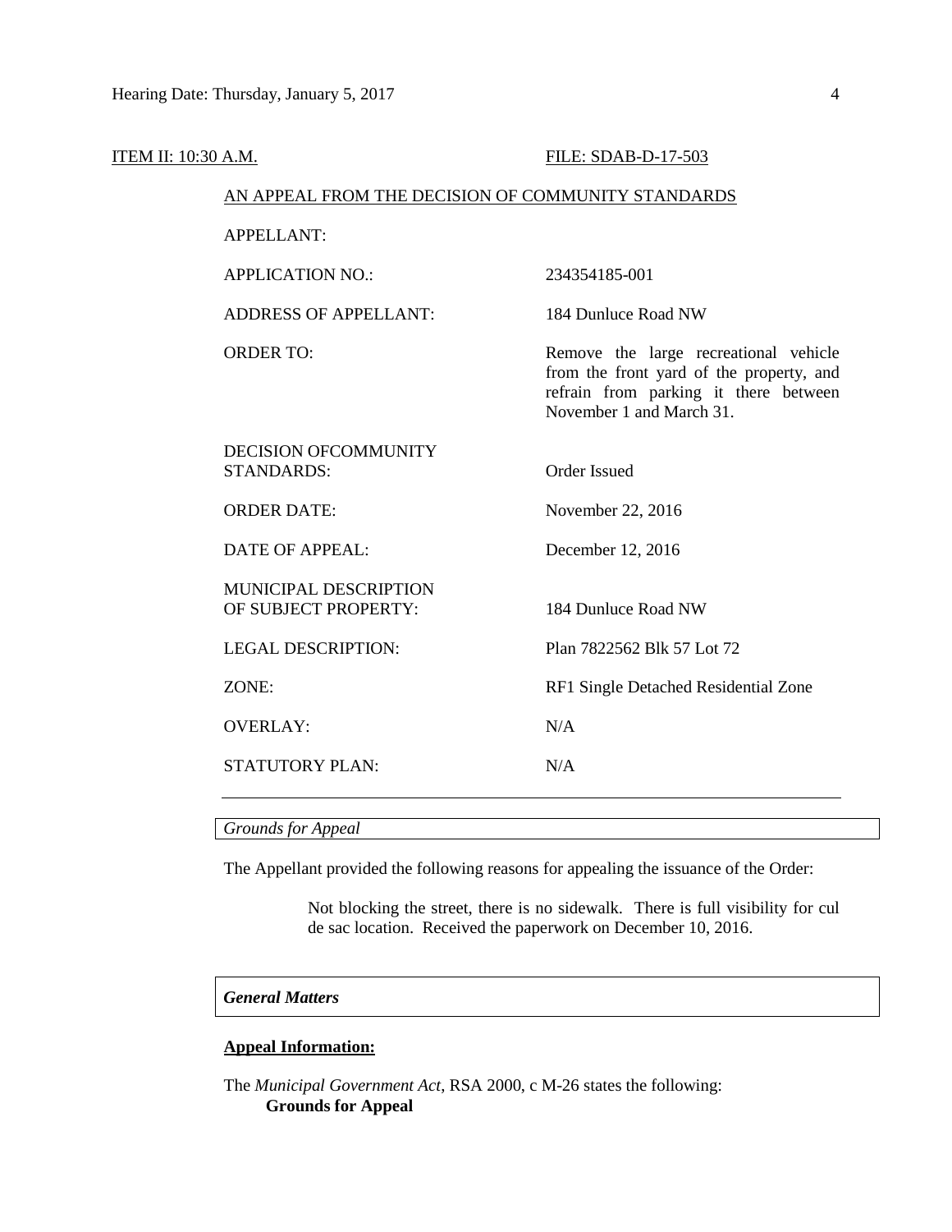ITEM II: 10:30 A.M. FILE: SDAB-D-17-503

AN APPEAL FROM THE DECISION OF COMMUNITY STANDARDS

| | |
|---|---|
| APPELLANT: | |
| APPLICATION NO.: | 234354185-001 |
| ADDRESS OF APPELLANT: | 184 Dunluce Road NW |
| ORDER TO: | Remove the large recreational vehicle from the front yard of the property, and refrain from parking it there between November 1 and March 31. |
| DECISION OFCOMMUNITY STANDARDS: | Order Issued |
| ORDER DATE: | November 22, 2016 |
| DATE OF APPEAL: | December 12, 2016 |
| MUNICIPAL DESCRIPTION OF SUBJECT PROPERTY: | 184 Dunluce Road NW |
| LEGAL DESCRIPTION: | Plan 7822562 Blk 57 Lot 72 |
| ZONE: | RF1 Single Detached Residential Zone |
| OVERLAY: | N/A |
| STATUTORY PLAN: | N/A |

*Grounds for Appeal*

The Appellant provided the following reasons for appealing the issuance of the Order:

> Not blocking the street, there is no sidewalk. There is full visibility for cul de sac location. Received the paperwork on December 10, 2016.

***General Matters***

**Appeal Information:**

The *Municipal Government Act*, RSA 2000, c M-26 states the following:

**Grounds for Appeal**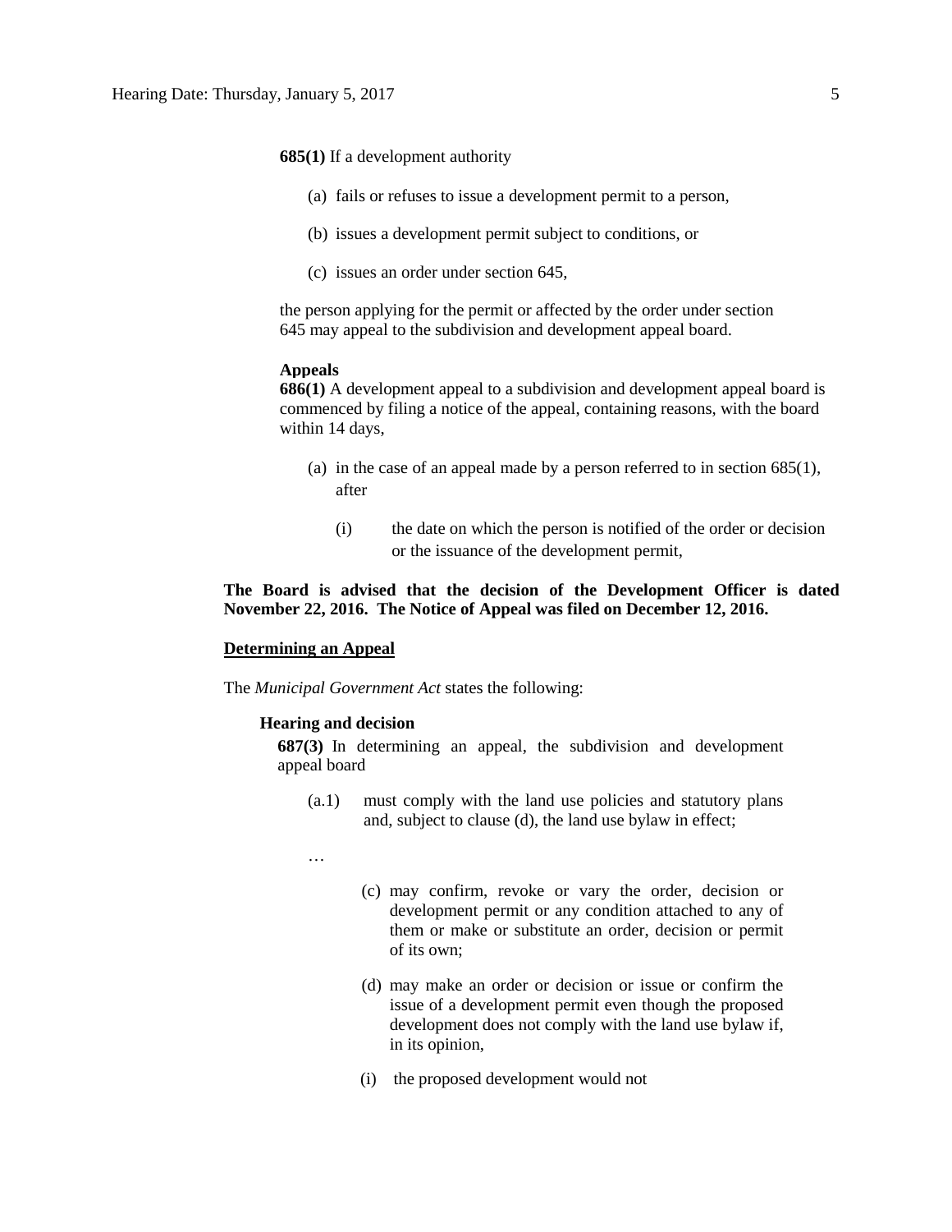**685(1)** If a development authority

(a) fails or refuses to issue a development permit to a person,

(b) issues a development permit subject to conditions, or

(c) issues an order under section 645,

the person applying for the permit or affected by the order under section 645 may appeal to the subdivision and development appeal board.

**Appeals**

**686(1)** A development appeal to a subdivision and development appeal board is commenced by filing a notice of the appeal, containing reasons, with the board within 14 days,

(a) in the case of an appeal made by a person referred to in section 685(1), after

(i) the date on which the person is notified of the order or decision or the issuance of the development permit,

**The Board is advised that the decision of the Development Officer is dated November 22, 2016. The Notice of Appeal was filed on December 12, 2016.**

<u>**Determining an Appeal**</u>

The *Municipal Government Act* states the following:

**Hearing and decision**

**687(3)** In determining an appeal, the subdivision and development appeal board

(a.1) must comply with the land use policies and statutory plans and, subject to clause (d), the land use bylaw in effect;

…

(c) may confirm, revoke or vary the order, decision or development permit or any condition attached to any of them or make or substitute an order, decision or permit of its own;

(d) may make an order or decision or issue or confirm the issue of a development permit even though the proposed development does not comply with the land use bylaw if, in its opinion,

(i) the proposed development would not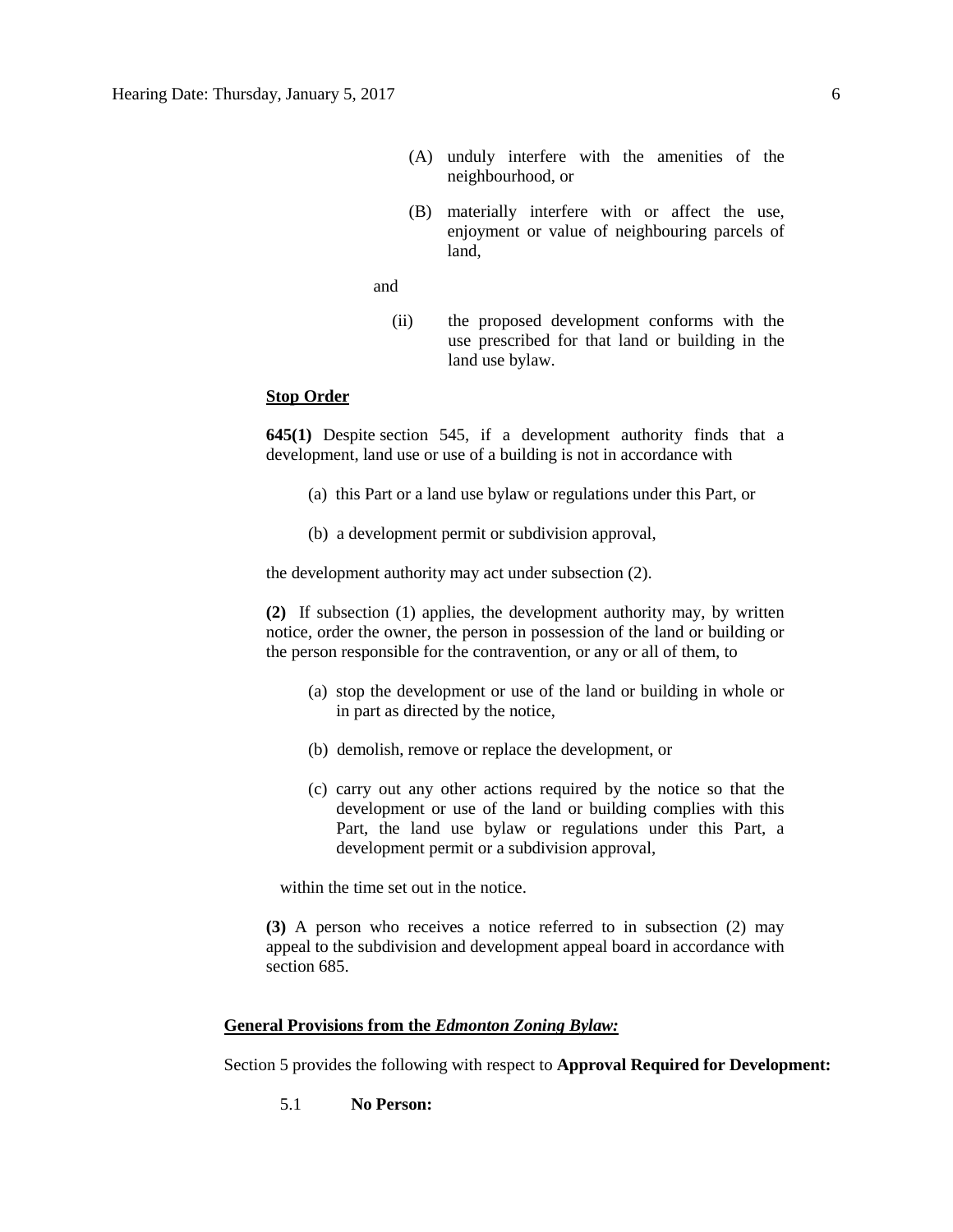(A) unduly interfere with the amenities of the neighbourhood, or

(B) materially interfere with or affect the use, enjoyment or value of neighbouring parcels of land,

and

(ii) the proposed development conforms with the use prescribed for that land or building in the land use bylaw.

**Stop Order**

**645(1)** Despite section 545, if a development authority finds that a development, land use or use of a building is not in accordance with

(a) this Part or a land use bylaw or regulations under this Part, or

(b) a development permit or subdivision approval,

the development authority may act under subsection (2).

**(2)** If subsection (1) applies, the development authority may, by written notice, order the owner, the person in possession of the land or building or the person responsible for the contravention, or any or all of them, to

(a) stop the development or use of the land or building in whole or in part as directed by the notice,

(b) demolish, remove or replace the development, or

(c) carry out any other actions required by the notice so that the development or use of the land or building complies with this Part, the land use bylaw or regulations under this Part, a development permit or a subdivision approval,

within the time set out in the notice.

**(3)** A person who receives a notice referred to in subsection (2) may appeal to the subdivision and development appeal board in accordance with section 685.

**General Provisions from the *Edmonton Zoning Bylaw:***

Section 5 provides the following with respect to **Approval Required for Development:**

5.1 **No Person:**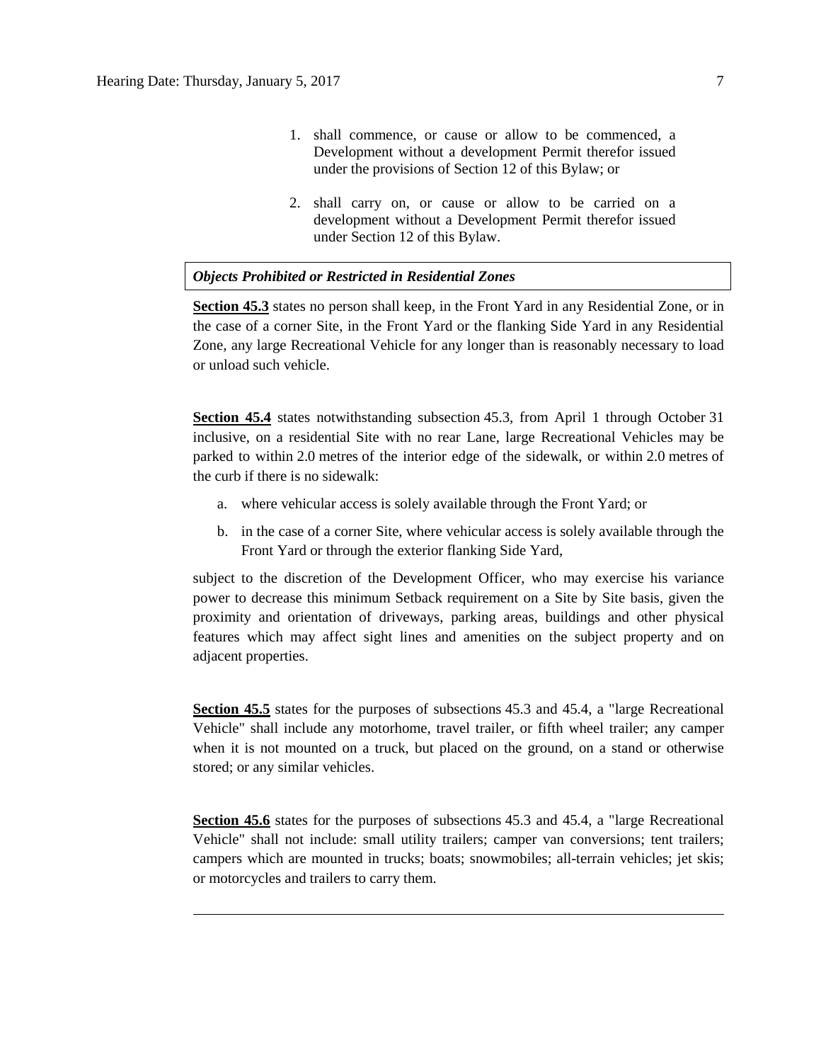1. shall commence, or cause or allow to be commenced, a Development without a development Permit therefor issued under the provisions of Section 12 of this Bylaw; or

2. shall carry on, or cause or allow to be carried on a development without a Development Permit therefor issued under Section 12 of this Bylaw.

***Objects Prohibited or Restricted in Residential Zones***

**Section 45.3** states no person shall keep, in the Front Yard in any Residential Zone, or in the case of a corner Site, in the Front Yard or the flanking Side Yard in any Residential Zone, any large Recreational Vehicle for any longer than is reasonably necessary to load or unload such vehicle.

**Section 45.4** states notwithstanding subsection 45.3, from April 1 through October 31 inclusive, on a residential Site with no rear Lane, large Recreational Vehicles may be parked to within 2.0 metres of the interior edge of the sidewalk, or within 2.0 metres of the curb if there is no sidewalk:

a. where vehicular access is solely available through the Front Yard; or

b. in the case of a corner Site, where vehicular access is solely available through the Front Yard or through the exterior flanking Side Yard,

subject to the discretion of the Development Officer, who may exercise his variance power to decrease this minimum Setback requirement on a Site by Site basis, given the proximity and orientation of driveways, parking areas, buildings and other physical features which may affect sight lines and amenities on the subject property and on adjacent properties.

**Section 45.5** states for the purposes of subsections 45.3 and 45.4, a "large Recreational Vehicle" shall include any motorhome, travel trailer, or fifth wheel trailer; any camper when it is not mounted on a truck, but placed on the ground, on a stand or otherwise stored; or any similar vehicles.

**Section 45.6** states for the purposes of subsections 45.3 and 45.4, a "large Recreational Vehicle" shall not include: small utility trailers; camper van conversions; tent trailers; campers which are mounted in trucks; boats; snowmobiles; all-terrain vehicles; jet skis; or motorcycles and trailers to carry them.

---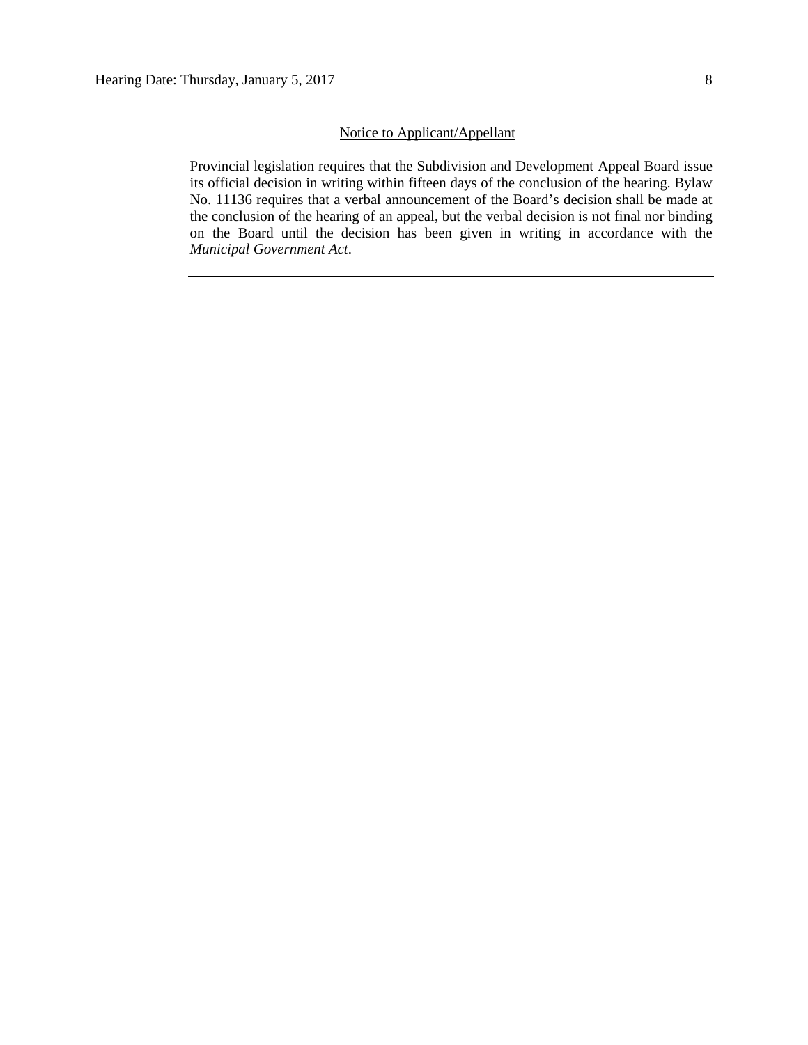Notice to Applicant/Appellant

Provincial legislation requires that the Subdivision and Development Appeal Board issue its official decision in writing within fifteen days of the conclusion of the hearing. Bylaw No. 11136 requires that a verbal announcement of the Board's decision shall be made at the conclusion of the hearing of an appeal, but the verbal decision is not final nor binding on the Board until the decision has been given in writing in accordance with the *Municipal Government Act*.

---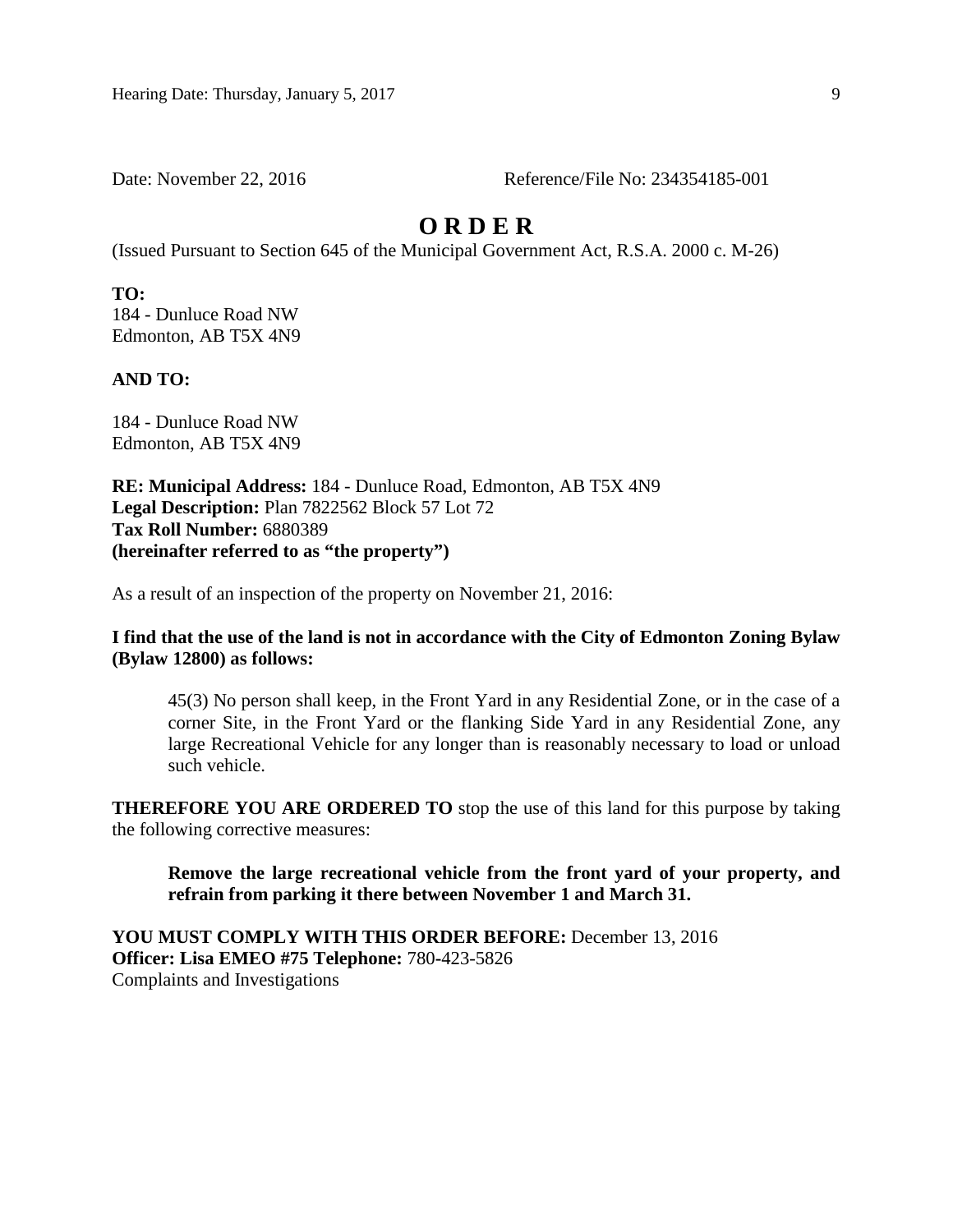Date: November 22, 2016 Reference/File No: 234354185-001

# O R D E R

(Issued Pursuant to Section 645 of the Municipal Government Act, R.S.A. 2000 c. M-26)

**TO:**
184 - Dunluce Road NW
Edmonton, AB T5X 4N9

**AND TO:**

184 - Dunluce Road NW
Edmonton, AB T5X 4N9

**RE: Municipal Address:** 184 - Dunluce Road, Edmonton, AB T5X 4N9
**Legal Description:** Plan 7822562 Block 57 Lot 72
**Tax Roll Number:** 6880389
**(hereinafter referred to as "the property")**

As a result of an inspection of the property on November 21, 2016:

**I find that the use of the land is not in accordance with the City of Edmonton Zoning Bylaw (Bylaw 12800) as follows:**

> 45(3) No person shall keep, in the Front Yard in any Residential Zone, or in the case of a corner Site, in the Front Yard or the flanking Side Yard in any Residential Zone, any large Recreational Vehicle for any longer than is reasonably necessary to load or unload such vehicle.

**THEREFORE YOU ARE ORDERED TO** stop the use of this land for this purpose by taking the following corrective measures:

> **Remove the large recreational vehicle from the front yard of your property, and refrain from parking it there between November 1 and March 31.**

**YOU MUST COMPLY WITH THIS ORDER BEFORE:** December 13, 2016
**Officer: Lisa EMEO #75 Telephone:** 780-423-5826
Complaints and Investigations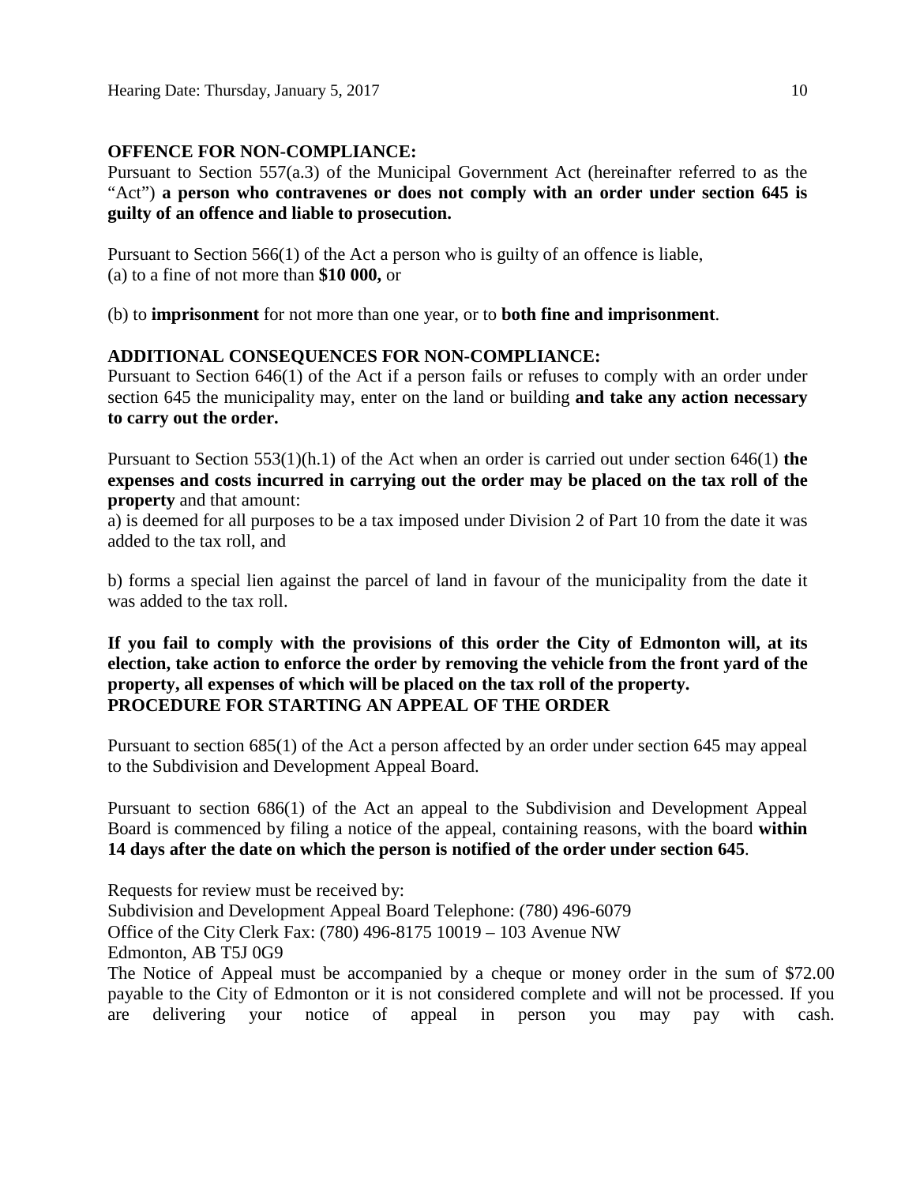**OFFENCE FOR NON-COMPLIANCE:**

Pursuant to Section 557(a.3) of the Municipal Government Act (hereinafter referred to as the "Act") **a person who contravenes or does not comply with an order under section 645 is guilty of an offence and liable to prosecution.**

Pursuant to Section 566(1) of the Act a person who is guilty of an offence is liable,
(a) to a fine of not more than **$10 000,** or

(b) to **imprisonment** for not more than one year, or to **both fine and imprisonment**.

**ADDITIONAL CONSEQUENCES FOR NON-COMPLIANCE:**

Pursuant to Section 646(1) of the Act if a person fails or refuses to comply with an order under section 645 the municipality may, enter on the land or building **and take any action necessary to carry out the order.**

Pursuant to Section 553(1)(h.1) of the Act when an order is carried out under section 646(1) **the expenses and costs incurred in carrying out the order may be placed on the tax roll of the property** and that amount:

a) is deemed for all purposes to be a tax imposed under Division 2 of Part 10 from the date it was added to the tax roll, and

b) forms a special lien against the parcel of land in favour of the municipality from the date it was added to the tax roll.

**If you fail to comply with the provisions of this order the City of Edmonton will, at its election, take action to enforce the order by removing the vehicle from the front yard of the property, all expenses of which will be placed on the tax roll of the property.**

**PROCEDURE FOR STARTING AN APPEAL OF THE ORDER**

Pursuant to section 685(1) of the Act a person affected by an order under section 645 may appeal to the Subdivision and Development Appeal Board.

Pursuant to section 686(1) of the Act an appeal to the Subdivision and Development Appeal Board is commenced by filing a notice of the appeal, containing reasons, with the board **within 14 days after the date on which the person is notified of the order under section 645**.

Requests for review must be received by:
Subdivision and Development Appeal Board Telephone: (780) 496-6079
Office of the City Clerk Fax: (780) 496-8175 10019 – 103 Avenue NW
Edmonton, AB T5J 0G9

The Notice of Appeal must be accompanied by a cheque or money order in the sum of $72.00 payable to the City of Edmonton or it is not considered complete and will not be processed. If you are delivering your notice of appeal in person you may pay with cash.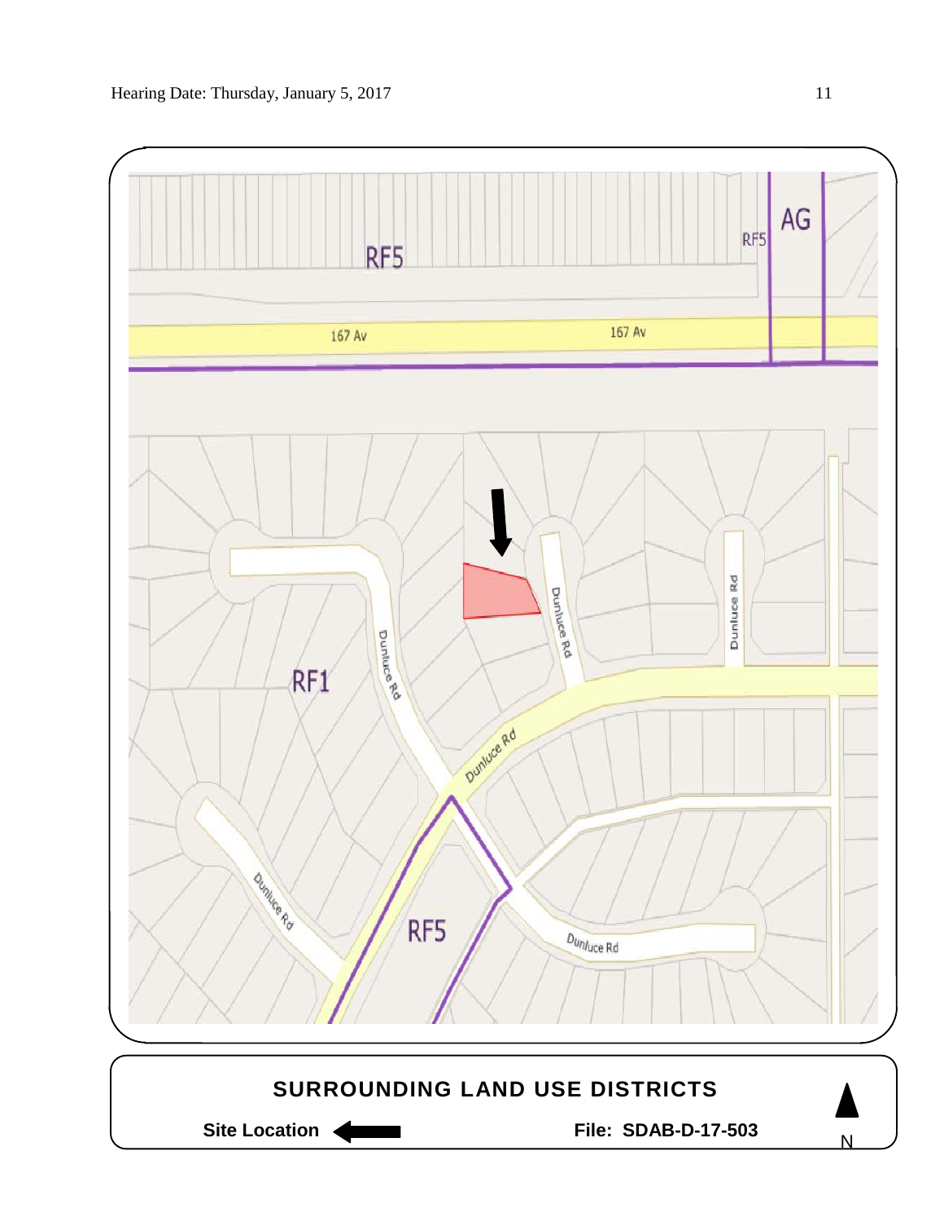RF5

AG

RF5

167 Av

167 Av

RF1

Dunluce Rd

Dunluce Rd

Dunluce Rd

Dunluce Rd

Dunluce Rd

Dunluce Rd

RF5

Dunluce Rd

**SURROUNDING LAND USE DISTRICTS**

**Site Location** ⬅ **File: SDAB-D-17-503**

N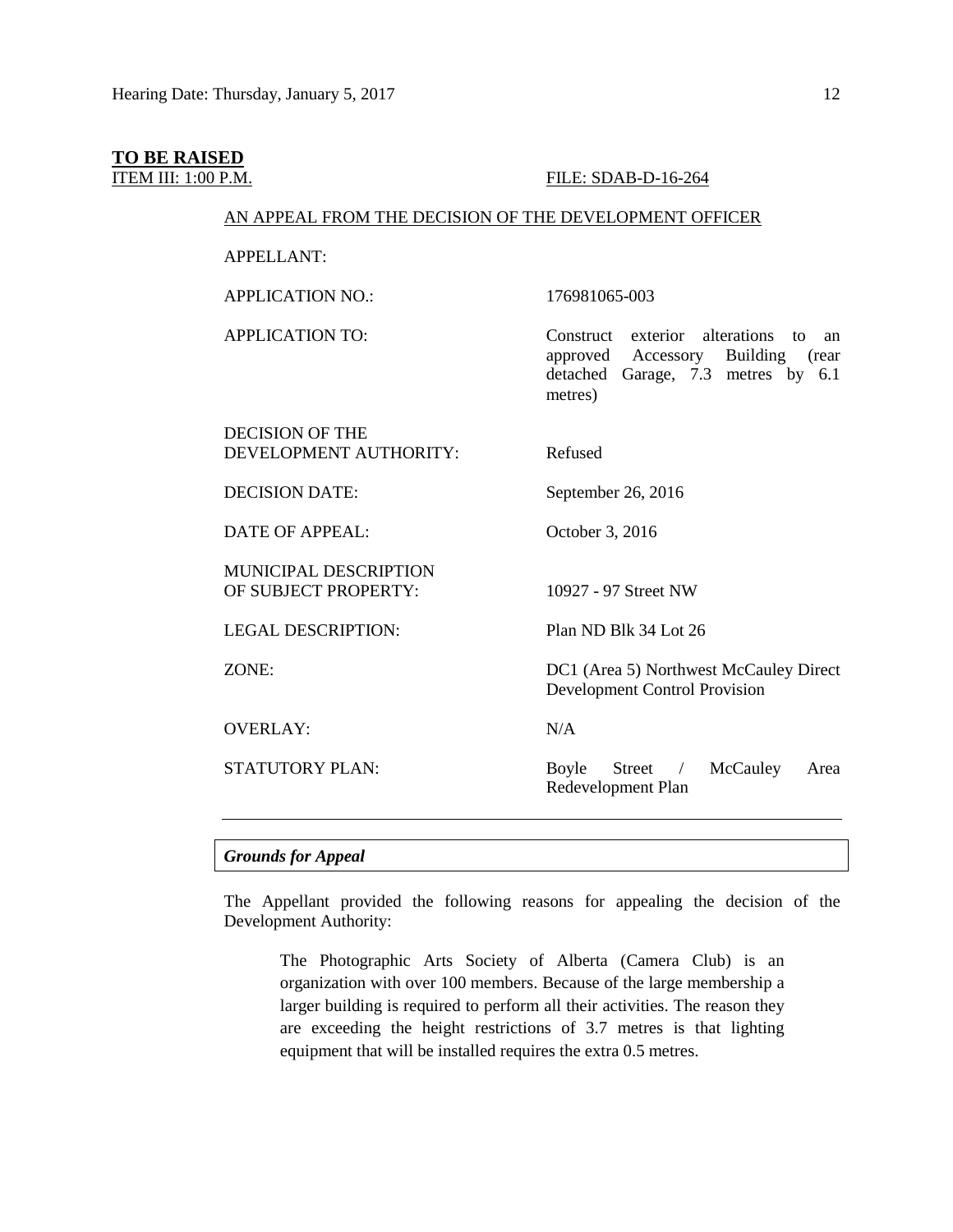**TO BE RAISED**

ITEM III: 1:00 P.M. FILE: SDAB-D-16-264

AN APPEAL FROM THE DECISION OF THE DEVELOPMENT OFFICER

| | |
|---|---|
| APPELLANT: | |
| APPLICATION NO.: | 176981065-003 |
| APPLICATION TO: | Construct exterior alterations to an approved Accessory Building (rear detached Garage, 7.3 metres by 6.1 metres) |
| DECISION OF THE DEVELOPMENT AUTHORITY: | Refused |
| DECISION DATE: | September 26, 2016 |
| DATE OF APPEAL: | October 3, 2016 |
| MUNICIPAL DESCRIPTION OF SUBJECT PROPERTY: | 10927 - 97 Street NW |
| LEGAL DESCRIPTION: | Plan ND Blk 34 Lot 26 |
| ZONE: | DC1 (Area 5) Northwest McCauley Direct Development Control Provision |
| OVERLAY: | N/A |
| STATUTORY PLAN: | Boyle Street / McCauley Area Redevelopment Plan |

---

***Grounds for Appeal***

The Appellant provided the following reasons for appealing the decision of the Development Authority:

> The Photographic Arts Society of Alberta (Camera Club) is an organization with over 100 members. Because of the large membership a larger building is required to perform all their activities. The reason they are exceeding the height restrictions of 3.7 metres is that lighting equipment that will be installed requires the extra 0.5 metres.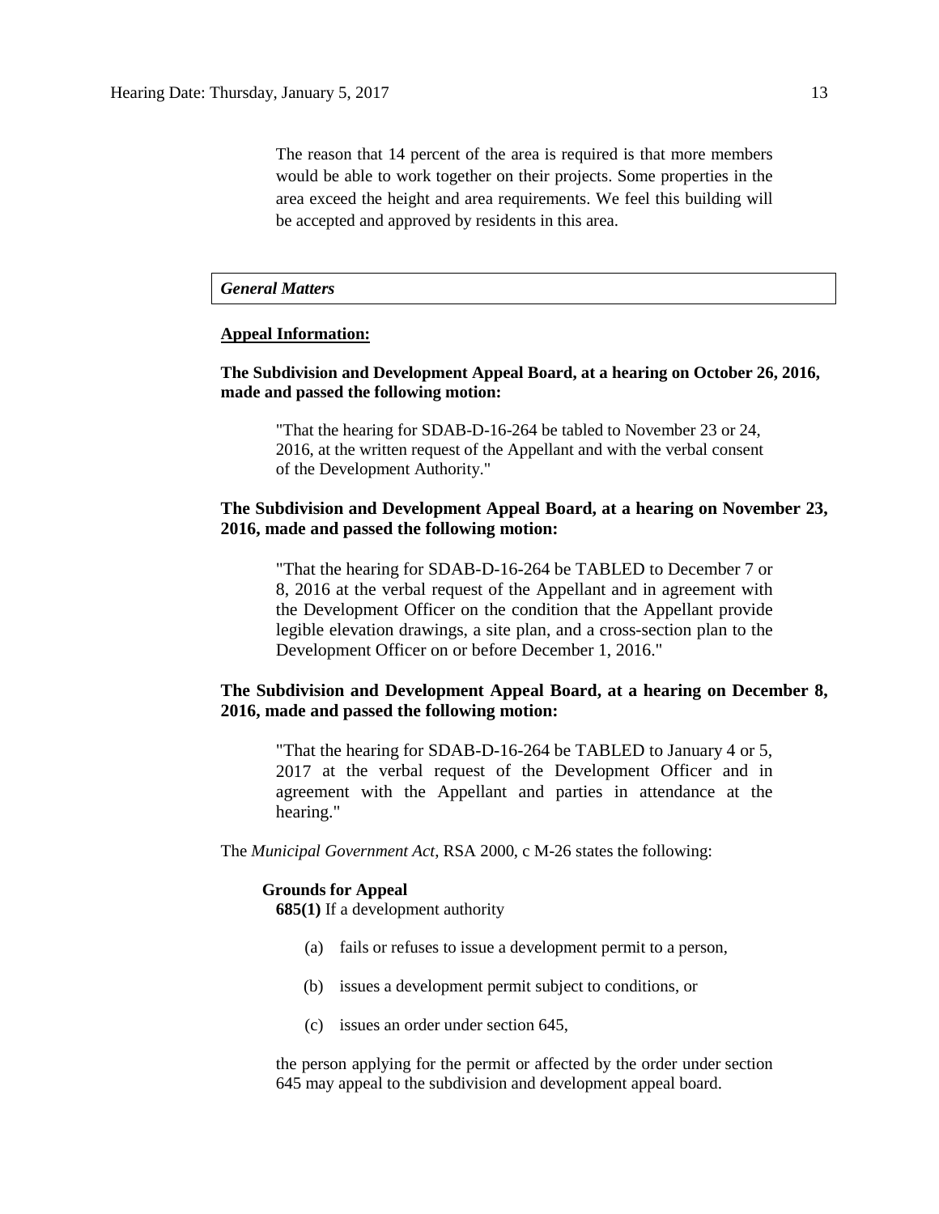The reason that 14 percent of the area is required is that more members would be able to work together on their projects. Some properties in the area exceed the height and area requirements. We feel this building will be accepted and approved by residents in this area.

*General Matters*

**Appeal Information:**

**The Subdivision and Development Appeal Board, at a hearing on October 26, 2016, made and passed the following motion:**

> "That the hearing for SDAB-D-16-264 be tabled to November 23 or 24, 2016, at the written request of the Appellant and with the verbal consent of the Development Authority."

**The Subdivision and Development Appeal Board, at a hearing on November 23, 2016, made and passed the following motion:**

> "That the hearing for SDAB-D-16-264 be TABLED to December 7 or 8, 2016 at the verbal request of the Appellant and in agreement with the Development Officer on the condition that the Appellant provide legible elevation drawings, a site plan, and a cross-section plan to the Development Officer on or before December 1, 2016."

**The Subdivision and Development Appeal Board, at a hearing on December 8, 2016, made and passed the following motion:**

> "That the hearing for SDAB-D-16-264 be TABLED to January 4 or 5, 2017 at the verbal request of the Development Officer and in agreement with the Appellant and parties in attendance at the hearing."

The *Municipal Government Act*, RSA 2000, c M-26 states the following:

**Grounds for Appeal**

**685(1)** If a development authority

(a) fails or refuses to issue a development permit to a person,

(b) issues a development permit subject to conditions, or

(c) issues an order under section 645,

the person applying for the permit or affected by the order under section 645 may appeal to the subdivision and development appeal board.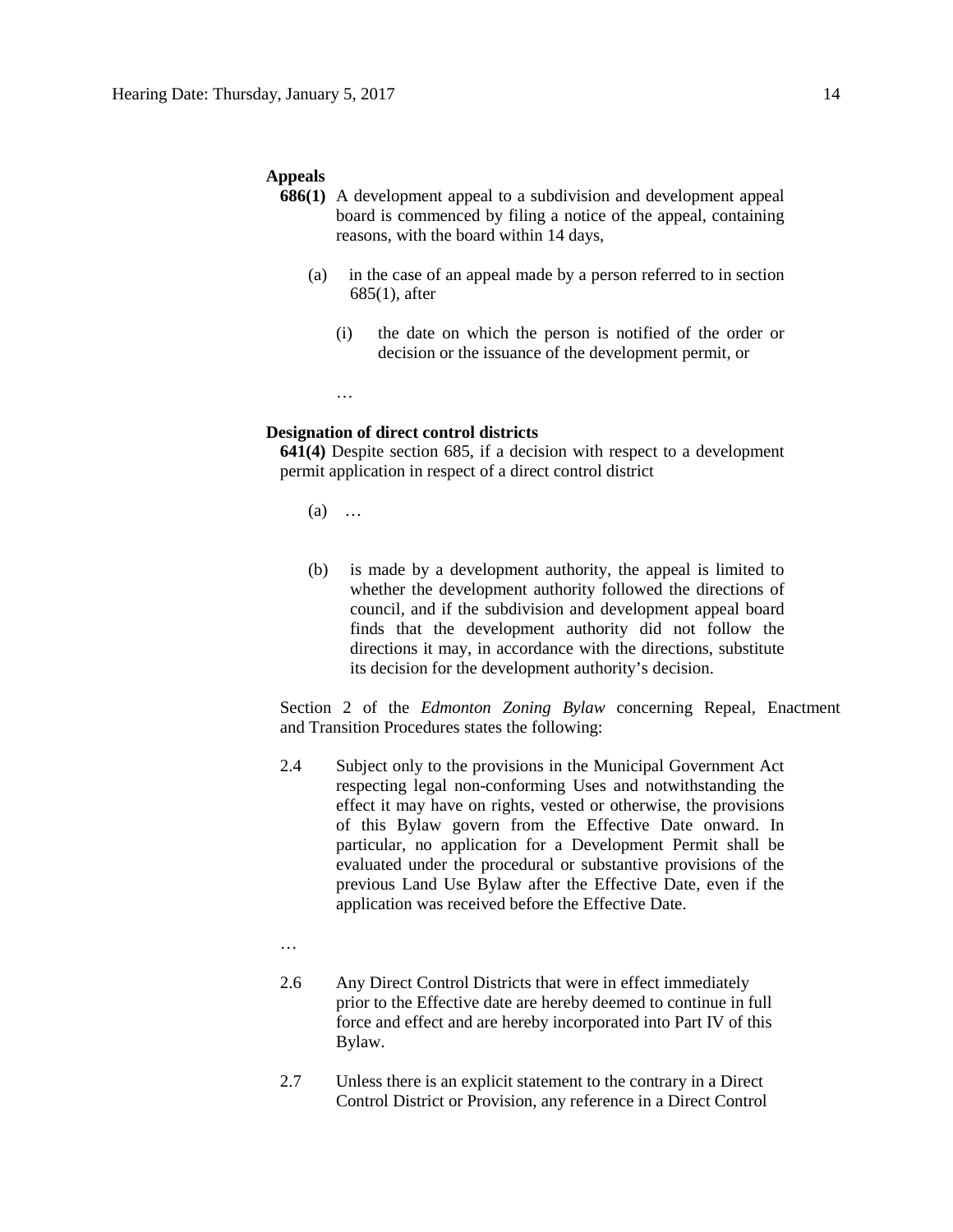**Appeals**

**686(1)** A development appeal to a subdivision and development appeal board is commenced by filing a notice of the appeal, containing reasons, with the board within 14 days,

(a) in the case of an appeal made by a person referred to in section 685(1), after

(i) the date on which the person is notified of the order or decision or the issuance of the development permit, or

…

**Designation of direct control districts**

**641(4)** Despite section 685, if a decision with respect to a development permit application in respect of a direct control district

(a) …

(b) is made by a development authority, the appeal is limited to whether the development authority followed the directions of council, and if the subdivision and development appeal board finds that the development authority did not follow the directions it may, in accordance with the directions, substitute its decision for the development authority's decision.

Section 2 of the *Edmonton Zoning Bylaw* concerning Repeal, Enactment and Transition Procedures states the following:

2.4 Subject only to the provisions in the Municipal Government Act respecting legal non-conforming Uses and notwithstanding the effect it may have on rights, vested or otherwise, the provisions of this Bylaw govern from the Effective Date onward. In particular, no application for a Development Permit shall be evaluated under the procedural or substantive provisions of the previous Land Use Bylaw after the Effective Date, even if the application was received before the Effective Date.

…

2.6 Any Direct Control Districts that were in effect immediately prior to the Effective date are hereby deemed to continue in full force and effect and are hereby incorporated into Part IV of this Bylaw.

2.7 Unless there is an explicit statement to the contrary in a Direct Control District or Provision, any reference in a Direct Control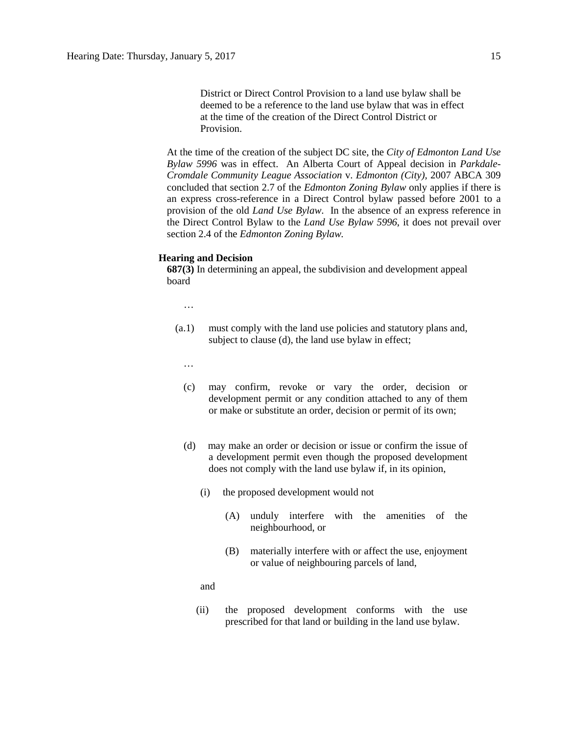> District or Direct Control Provision to a land use bylaw shall be deemed to be a reference to the land use bylaw that was in effect at the time of the creation of the Direct Control District or Provision.

At the time of the creation of the subject DC site, the *City of Edmonton Land Use Bylaw 5996* was in effect. An Alberta Court of Appeal decision in *Parkdale-Cromdale Community League Association* v. *Edmonton (City)*, 2007 ABCA 309 concluded that section 2.7 of the *Edmonton Zoning Bylaw* only applies if there is an express cross-reference in a Direct Control bylaw passed before 2001 to a provision of the old *Land Use Bylaw*. In the absence of an express reference in the Direct Control Bylaw to the *Land Use Bylaw 5996*, it does not prevail over section 2.4 of the *Edmonton Zoning Bylaw.*

**Hearing and Decision**

**687(3)** In determining an appeal, the subdivision and development appeal board

…

(a.1) must comply with the land use policies and statutory plans and, subject to clause (d), the land use bylaw in effect;

…

(c) may confirm, revoke or vary the order, decision or development permit or any condition attached to any of them or make or substitute an order, decision or permit of its own;

(d) may make an order or decision or issue or confirm the issue of a development permit even though the proposed development does not comply with the land use bylaw if, in its opinion,

(i) the proposed development would not

(A) unduly interfere with the amenities of the neighbourhood, or

(B) materially interfere with or affect the use, enjoyment or value of neighbouring parcels of land,

and

(ii) the proposed development conforms with the use prescribed for that land or building in the land use bylaw.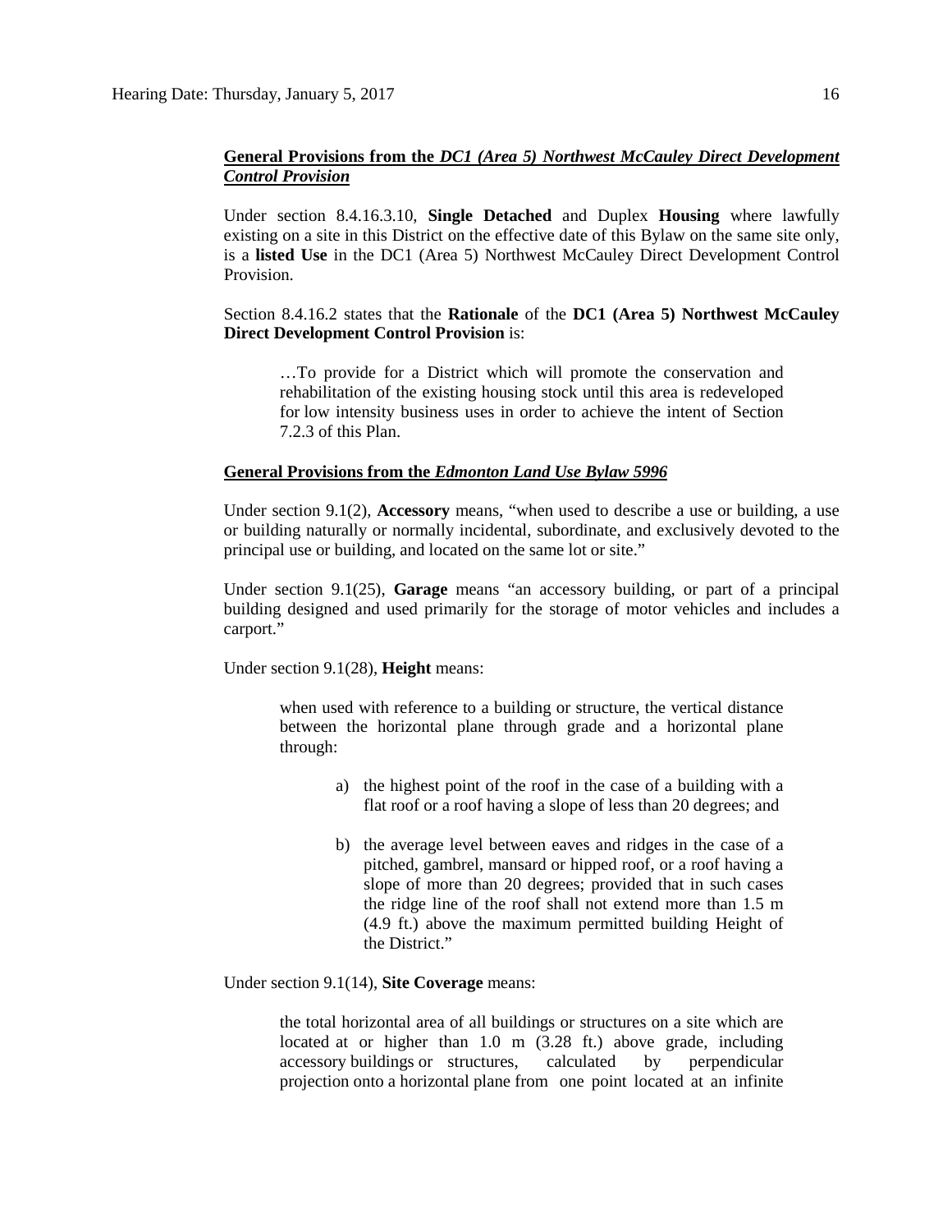**<u>General Provisions from the *DC1 (Area 5) Northwest McCauley Direct Development Control Provision*</u>**

Under section 8.4.16.3.10, **Single Detached** and Duplex **Housing** where lawfully existing on a site in this District on the effective date of this Bylaw on the same site only, is a **listed Use** in the DC1 (Area 5) Northwest McCauley Direct Development Control Provision.

Section 8.4.16.2 states that the **Rationale** of the **DC1 (Area 5) Northwest McCauley Direct Development Control Provision** is:

> …To provide for a District which will promote the conservation and rehabilitation of the existing housing stock until this area is redeveloped for low intensity business uses in order to achieve the intent of Section 7.2.3 of this Plan.

**<u>General Provisions from the *Edmonton Land Use Bylaw 5996*</u>**

Under section 9.1(2), **Accessory** means, "when used to describe a use or building, a use or building naturally or normally incidental, subordinate, and exclusively devoted to the principal use or building, and located on the same lot or site."

Under section 9.1(25), **Garage** means "an accessory building, or part of a principal building designed and used primarily for the storage of motor vehicles and includes a carport."

Under section 9.1(28), **Height** means:

> when used with reference to a building or structure, the vertical distance between the horizontal plane through grade and a horizontal plane through:
>
> a) the highest point of the roof in the case of a building with a flat roof or a roof having a slope of less than 20 degrees; and
>
> b) the average level between eaves and ridges in the case of a pitched, gambrel, mansard or hipped roof, or a roof having a slope of more than 20 degrees; provided that in such cases the ridge line of the roof shall not extend more than 1.5 m (4.9 ft.) above the maximum permitted building Height of the District."

Under section 9.1(14), **Site Coverage** means:

> the total horizontal area of all buildings or structures on a site which are located at or higher than 1.0 m (3.28 ft.) above grade, including accessory buildings or structures, calculated by perpendicular projection onto a horizontal plane from one point located at an infinite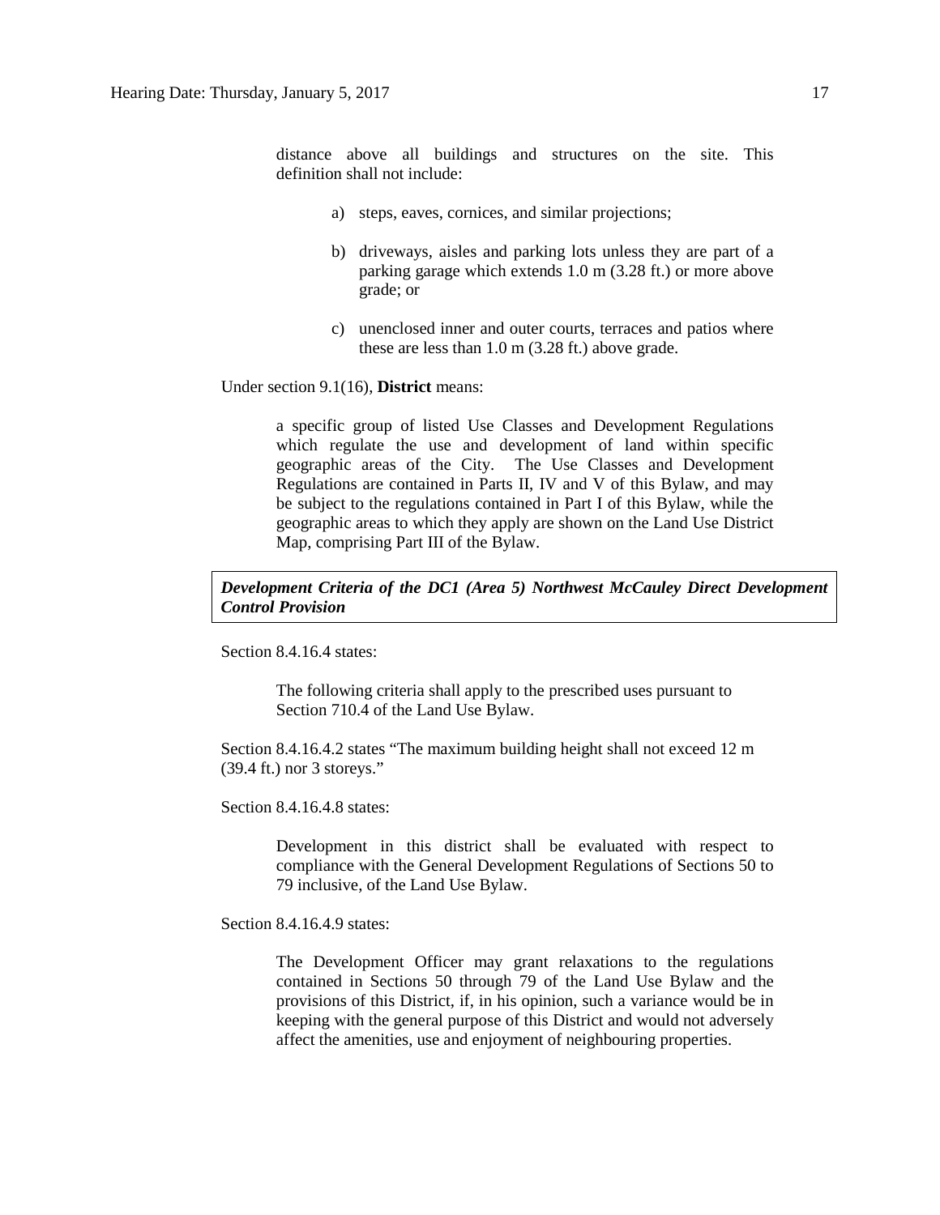distance above all buildings and structures on the site. This definition shall not include:

a) steps, eaves, cornices, and similar projections;

b) driveways, aisles and parking lots unless they are part of a parking garage which extends 1.0 m (3.28 ft.) or more above grade; or

c) unenclosed inner and outer courts, terraces and patios where these are less than 1.0 m (3.28 ft.) above grade.

Under section 9.1(16), **District** means:

> a specific group of listed Use Classes and Development Regulations which regulate the use and development of land within specific geographic areas of the City. The Use Classes and Development Regulations are contained in Parts II, IV and V of this Bylaw, and may be subject to the regulations contained in Part I of this Bylaw, while the geographic areas to which they apply are shown on the Land Use District Map, comprising Part III of the Bylaw.

***Development Criteria of the DC1 (Area 5) Northwest McCauley Direct Development Control Provision***

Section 8.4.16.4 states:

> The following criteria shall apply to the prescribed uses pursuant to Section 710.4 of the Land Use Bylaw.

Section 8.4.16.4.2 states "The maximum building height shall not exceed 12 m (39.4 ft.) nor 3 storeys."

Section 8.4.16.4.8 states:

> Development in this district shall be evaluated with respect to compliance with the General Development Regulations of Sections 50 to 79 inclusive, of the Land Use Bylaw.

Section 8.4.16.4.9 states:

> The Development Officer may grant relaxations to the regulations contained in Sections 50 through 79 of the Land Use Bylaw and the provisions of this District, if, in his opinion, such a variance would be in keeping with the general purpose of this District and would not adversely affect the amenities, use and enjoyment of neighbouring properties.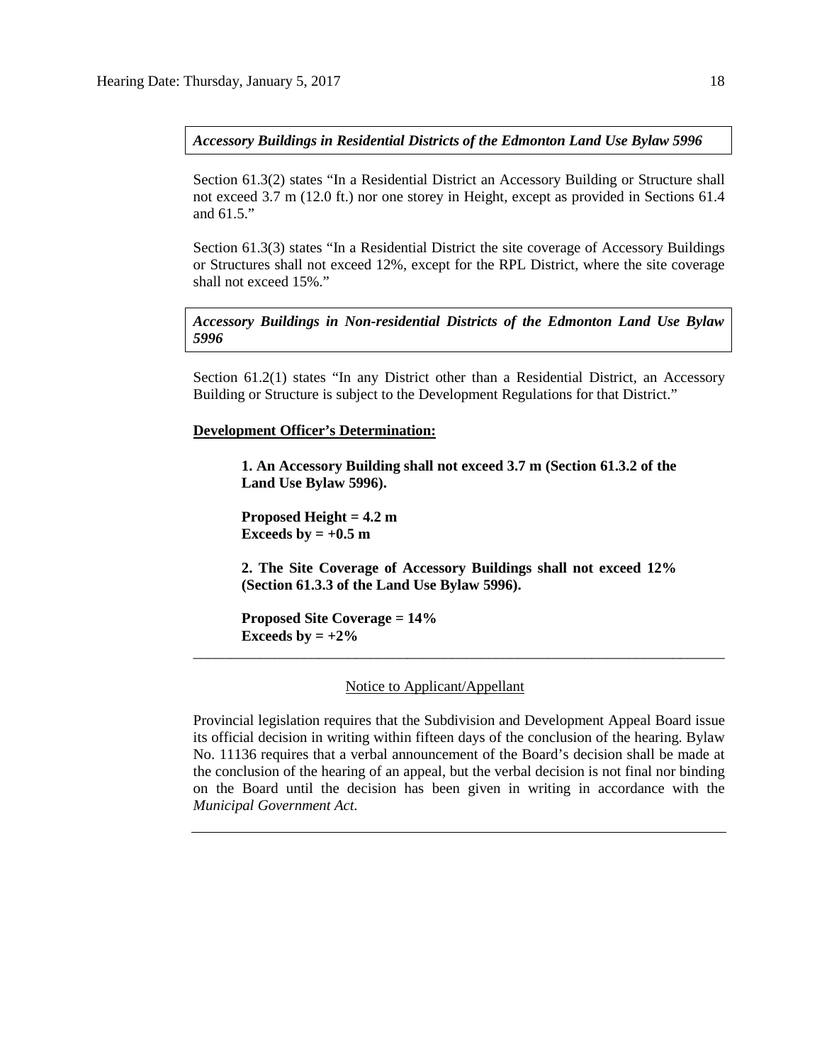***Accessory Buildings in Residential Districts of the Edmonton Land Use Bylaw 5996***

Section 61.3(2) states "In a Residential District an Accessory Building or Structure shall not exceed 3.7 m (12.0 ft.) nor one storey in Height, except as provided in Sections 61.4 and 61.5."

Section 61.3(3) states "In a Residential District the site coverage of Accessory Buildings or Structures shall not exceed 12%, except for the RPL District, where the site coverage shall not exceed 15%."

***Accessory Buildings in Non-residential Districts of the Edmonton Land Use Bylaw 5996***

Section 61.2(1) states "In any District other than a Residential District, an Accessory Building or Structure is subject to the Development Regulations for that District."

**Development Officer's Determination:**

**1. An Accessory Building shall not exceed 3.7 m (Section 61.3.2 of the Land Use Bylaw 5996).**

**Proposed Height = 4.2 m**
**Exceeds by = +0.5 m**

**2. The Site Coverage of Accessory Buildings shall not exceed 12% (Section 61.3.3 of the Land Use Bylaw 5996).**

**Proposed Site Coverage = 14%**
**Exceeds by = +2%**

---

Notice to Applicant/Appellant

Provincial legislation requires that the Subdivision and Development Appeal Board issue its official decision in writing within fifteen days of the conclusion of the hearing. Bylaw No. 11136 requires that a verbal announcement of the Board's decision shall be made at the conclusion of the hearing of an appeal, but the verbal decision is not final nor binding on the Board until the decision has been given in writing in accordance with the *Municipal Government Act.*

---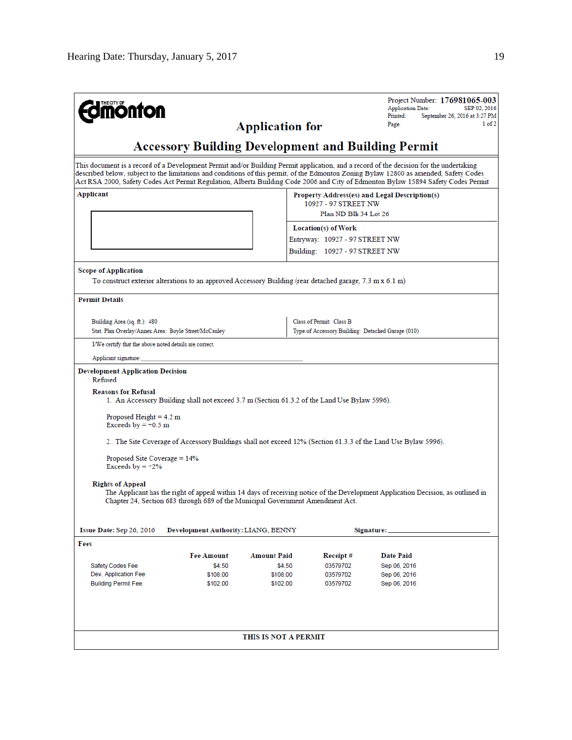**THE CITY OF Edmonton**

Project Number: **176981065-003**
Application Date: SEP 02, 2016
Printed: September 26, 2016 at 3:27 PM
Page: 1 of 2

# Application for

# Accessory Building Development and Building Permit

This document is a record of a Development Permit and/or Building Permit application, and a record of the decision for the undertaking described below, subject to the limitations and conditions of this permit, of the Edmonton Zoning Bylaw 12800 as amended, Safety Codes Act RSA 2000, Safety Codes Act Permit Regulation, Alberta Building Code 2006 and City of Edmonton Bylaw 15894 Safety Codes Permit

**Applicant**

**Property Address(es) and Legal Description(s)**
10927 - 97 STREET NW
Plan ND Blk 34 Lot 26

**Location(s) of Work**
Entryway: 10927 - 97 STREET NW
Building: 10927 - 97 STREET NW

**Scope of Application**

To construct exterior alterations to an approved Accessory Building (rear detached garage, 7.3 m x 6.1 m)

**Permit Details**

Building Area (sq. ft.): 480
Stat. Plan Overlay/Annex Area: Boyle Street/McCauley

Class of Permit: Class B
Type of Accessory Building: Detached Garage (010)

I/We certify that the above noted details are correct.

Applicant signature:

**Development Application Decision**

Refused

**Reasons for Refusal**

1. An Accessory Building shall not exceed 3.7 m (Section 61.3.2 of the Land Use Bylaw 5996).

Proposed Height = 4.2 m
Exceeds by = +0.5 m

2. The Site Coverage of Accessory Buildings shall not exceed 12% (Section 61.3.3 of the Land Use Bylaw 5996).

Proposed Site Coverage = 14%
Exceeds by = +2%

**Rights of Appeal**

The Applicant has the right of appeal within 14 days of receiving notice of the Development Application Decision, as outlined in Chapter 24, Section 683 through 689 of the Municipal Government Amendment Act.

**Issue Date:** Sep 26, 2016 **Development Authority:** LIANG, BENNY **Signature:**

**Fees**

| | Fee Amount | Amount Paid | Receipt # | Date Paid |
|---|---|---|---|---|
| Safety Codes Fee | $4.50 | $4.50 | 03579702 | Sep 06, 2016 |
| Dev. Application Fee | $108.00 | $108.00 | 03579702 | Sep 06, 2016 |
| Building Permit Fee | $102.00 | $102.00 | 03579702 | Sep 06, 2016 |

**THIS IS NOT A PERMIT**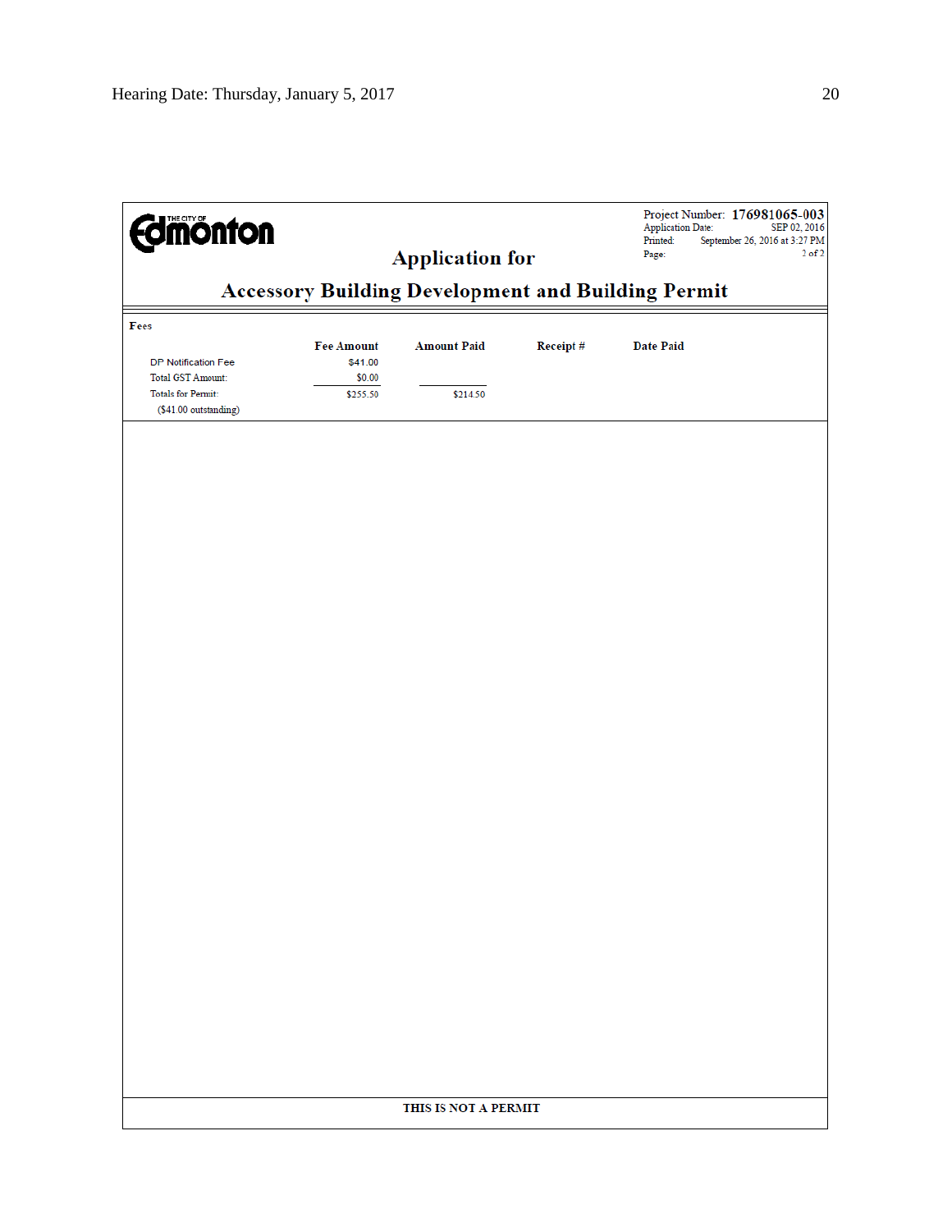THE CITY OF Edmonton

Project Number: **176981065-003**
Application Date: SEP 02, 2016
Printed: September 26, 2016 at 3:27 PM
Page: 2 of 2

# Application for

# Accessory Building Development and Building Permit

**Fees**

| | Fee Amount | Amount Paid | Receipt # | Date Paid |
|---|---|---|---|---|
| DP Notification Fee | $41.00 | | | |
| Total GST Amount: | $0.00 | | | |
| Totals for Permit: | $255.50 | $214.50 | | |
| ($41.00 outstanding) | | | | |

**THIS IS NOT A PERMIT**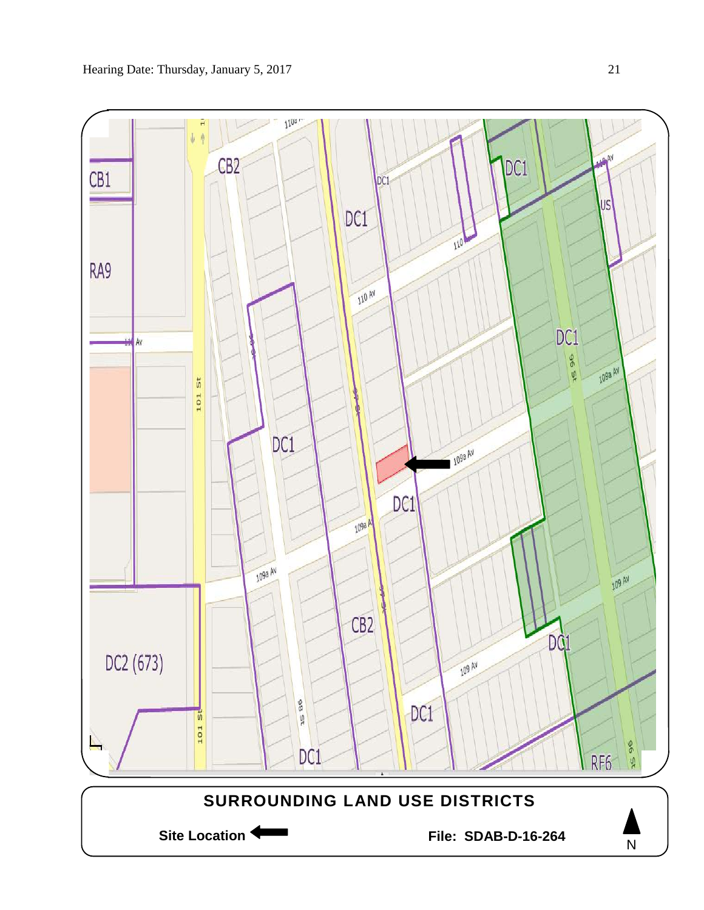## SURROUNDING LAND USE DISTRICTS

**Site Location** ⟵ **File: SDAB-D-16-264** N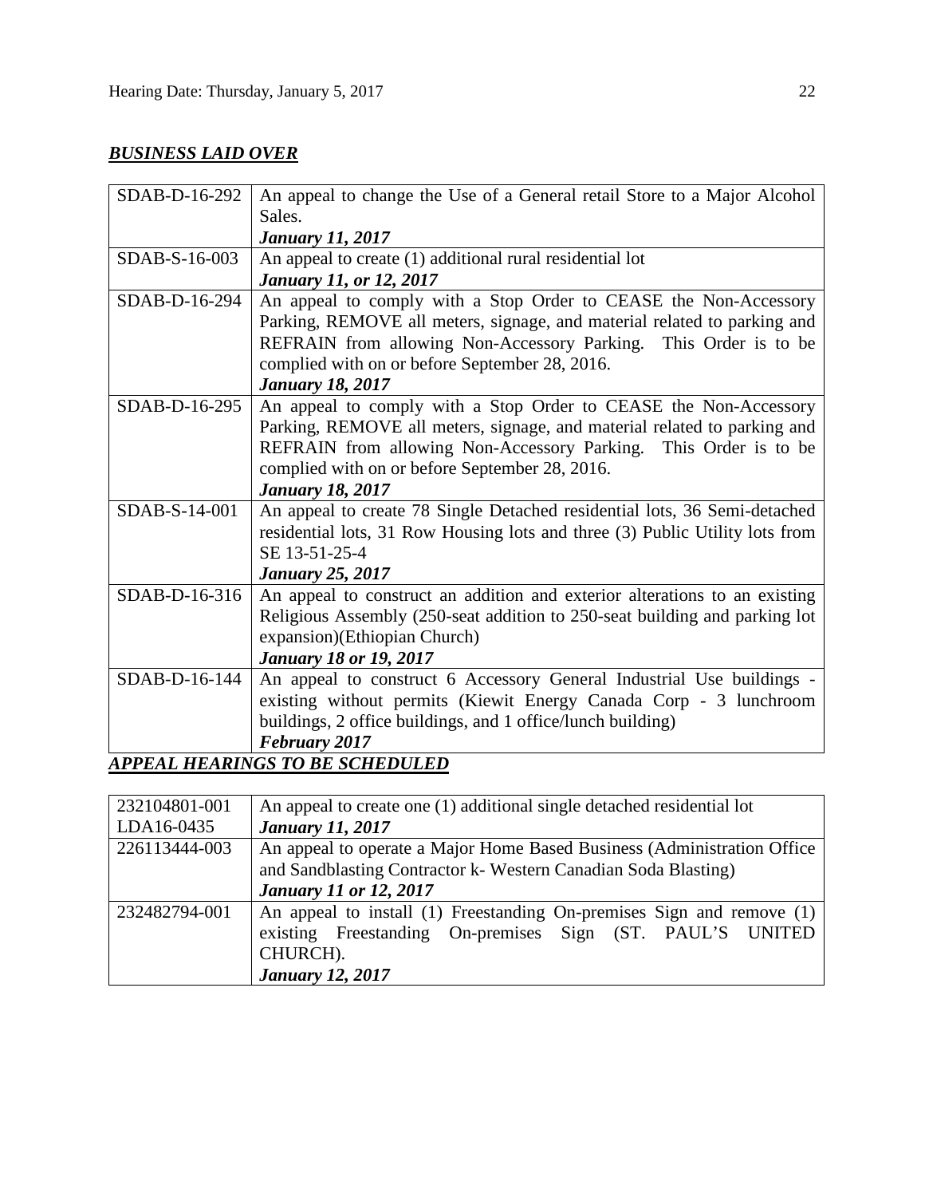## ***BUSINESS LAID OVER***

| | |
|---|---|
| SDAB-D-16-292 | An appeal to change the Use of a General retail Store to a Major Alcohol Sales.<br>***January 11, 2017*** |
| SDAB-S-16-003 | An appeal to create (1) additional rural residential lot<br>***January 11, or 12, 2017*** |
| SDAB-D-16-294 | An appeal to comply with a Stop Order to CEASE the Non-Accessory Parking, REMOVE all meters, signage, and material related to parking and REFRAIN from allowing Non-Accessory Parking. This Order is to be complied with on or before September 28, 2016.<br>***January 18, 2017*** |
| SDAB-D-16-295 | An appeal to comply with a Stop Order to CEASE the Non-Accessory Parking, REMOVE all meters, signage, and material related to parking and REFRAIN from allowing Non-Accessory Parking. This Order is to be complied with on or before September 28, 2016.<br>***January 18, 2017*** |
| SDAB-S-14-001 | An appeal to create 78 Single Detached residential lots, 36 Semi-detached residential lots, 31 Row Housing lots and three (3) Public Utility lots from SE 13-51-25-4<br>***January 25, 2017*** |
| SDAB-D-16-316 | An appeal to construct an addition and exterior alterations to an existing Religious Assembly (250-seat addition to 250-seat building and parking lot expansion)(Ethiopian Church)<br>***January 18 or 19, 2017*** |
| SDAB-D-16-144 | An appeal to construct 6 Accessory General Industrial Use buildings - existing without permits (Kiewit Energy Canada Corp - 3 lunchroom buildings, 2 office buildings, and 1 office/lunch building)<br>***February 2017*** |

## ***APPEAL HEARINGS TO BE SCHEDULED***

| | |
|---|---|
| 232104801-001<br>LDA16-0435 | An appeal to create one (1) additional single detached residential lot<br>***January 11, 2017*** |
| 226113444-003 | An appeal to operate a Major Home Based Business (Administration Office and Sandblasting Contractor k- Western Canadian Soda Blasting)<br>***January 11 or 12, 2017*** |
| 232482794-001 | An appeal to install (1) Freestanding On-premises Sign and remove (1) existing Freestanding On-premises Sign (ST. PAUL'S UNITED CHURCH).<br>***January 12, 2017*** |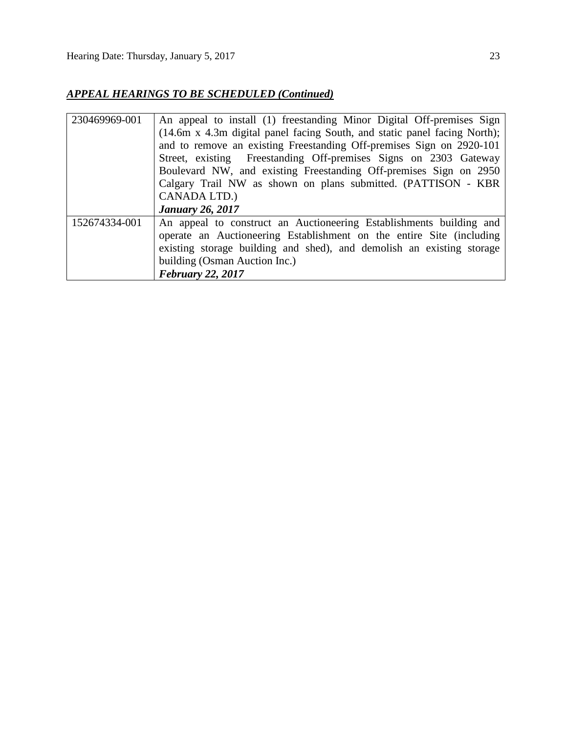## ***APPEAL HEARINGS TO BE SCHEDULED (Continued)***

| | |
|---|---|
| 230469969-001 | An appeal to install (1) freestanding Minor Digital Off-premises Sign (14.6m x 4.3m digital panel facing South, and static panel facing North); and to remove an existing Freestanding Off-premises Sign on 2920-101 Street, existing Freestanding Off-premises Signs on 2303 Gateway Boulevard NW, and existing Freestanding Off-premises Sign on 2950 Calgary Trail NW as shown on plans submitted. (PATTISON - KBR CANADA LTD.)<br>***January 26, 2017*** |
| 152674334-001 | An appeal to construct an Auctioneering Establishments building and operate an Auctioneering Establishment on the entire Site (including existing storage building and shed), and demolish an existing storage building (Osman Auction Inc.)<br>***February 22, 2017*** |